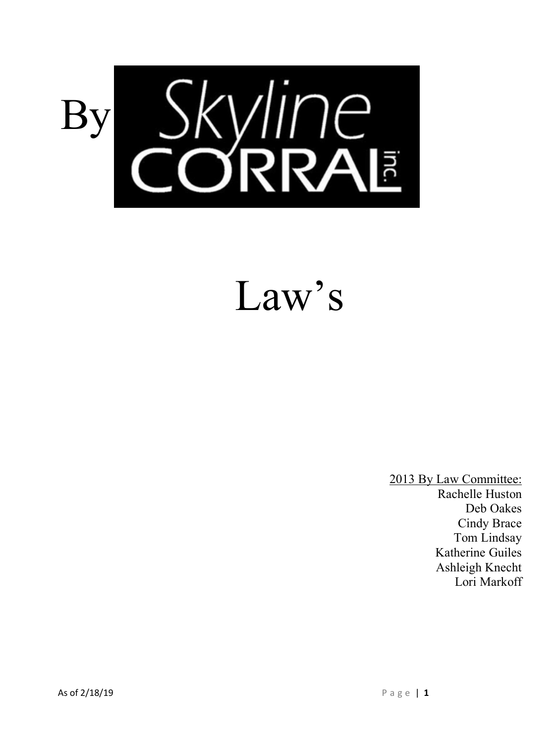# By Skyline CORRAL inc. Law's

2013 By Law Committee:

Rachelle Huston
Deb Oakes
Cindy Brace
Tom Lindsay
Katherine Guiles
Ashleigh Knecht
Lori Markoff

As of 2/18/19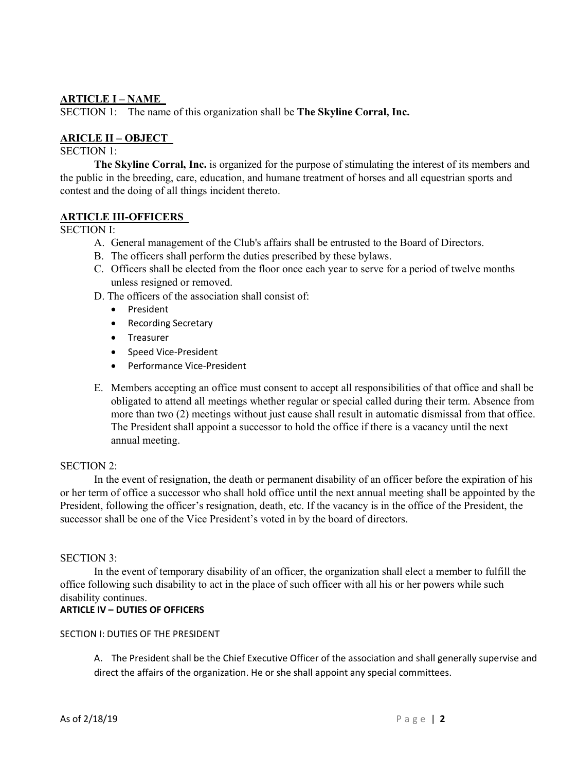## ARTICLE I – NAME

SECTION 1: The name of this organization shall be **The Skyline Corral, Inc.**

## ARICLE II – OBJECT

SECTION 1:

**The Skyline Corral, Inc.** is organized for the purpose of stimulating the interest of its members and the public in the breeding, care, education, and humane treatment of horses and all equestrian sports and contest and the doing of all things incident thereto.

## ARTICLE III-OFFICERS

SECTION I:

A. General management of the Club's affairs shall be entrusted to the Board of Directors.

B. The officers shall perform the duties prescribed by these bylaws.

C. Officers shall be elected from the floor once each year to serve for a period of twelve months unless resigned or removed.

D. The officers of the association shall consist of:

- President
- Recording Secretary
- Treasurer
- Speed Vice-President
- Performance Vice-President

E. Members accepting an office must consent to accept all responsibilities of that office and shall be obligated to attend all meetings whether regular or special called during their term. Absence from more than two (2) meetings without just cause shall result in automatic dismissal from that office. The President shall appoint a successor to hold the office if there is a vacancy until the next annual meeting.

SECTION 2:

In the event of resignation, the death or permanent disability of an officer before the expiration of his or her term of office a successor who shall hold office until the next annual meeting shall be appointed by the President, following the officer's resignation, death, etc. If the vacancy is in the office of the President, the successor shall be one of the Vice President's voted in by the board of directors.

SECTION 3:

In the event of temporary disability of an officer, the organization shall elect a member to fulfill the office following such disability to act in the place of such officer with all his or her powers while such disability continues.

## ARTICLE IV – DUTIES OF OFFICERS

SECTION I: DUTIES OF THE PRESIDENT

A. The President shall be the Chief Executive Officer of the association and shall generally supervise and direct the affairs of the organization. He or she shall appoint any special committees.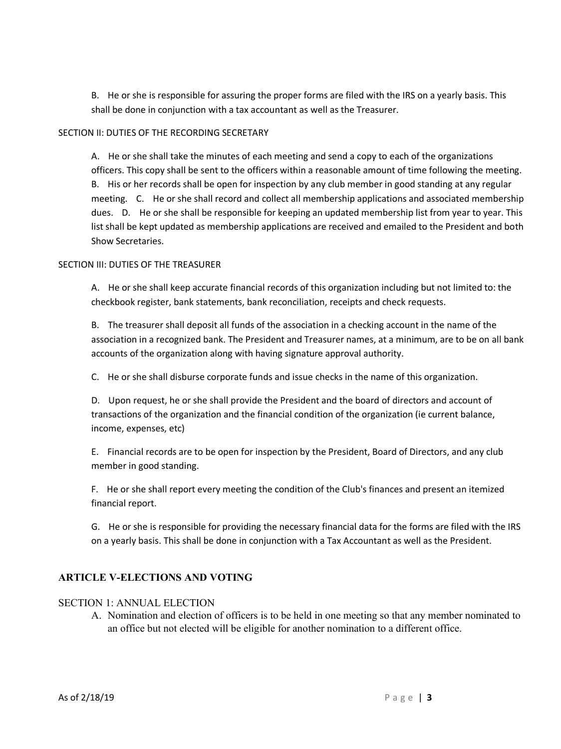B. He or she is responsible for assuring the proper forms are filed with the IRS on a yearly basis. This shall be done in conjunction with a tax accountant as well as the Treasurer.

SECTION II: DUTIES OF THE RECORDING SECRETARY

A. He or she shall take the minutes of each meeting and send a copy to each of the organizations officers. This copy shall be sent to the officers within a reasonable amount of time following the meeting. B. His or her records shall be open for inspection by any club member in good standing at any regular meeting. C. He or she shall record and collect all membership applications and associated membership dues. D. He or she shall be responsible for keeping an updated membership list from year to year. This list shall be kept updated as membership applications are received and emailed to the President and both Show Secretaries.

SECTION III: DUTIES OF THE TREASURER

A. He or she shall keep accurate financial records of this organization including but not limited to: the checkbook register, bank statements, bank reconciliation, receipts and check requests.

B. The treasurer shall deposit all funds of the association in a checking account in the name of the association in a recognized bank. The President and Treasurer names, at a minimum, are to be on all bank accounts of the organization along with having signature approval authority.

C. He or she shall disburse corporate funds and issue checks in the name of this organization.

D. Upon request, he or she shall provide the President and the board of directors and account of transactions of the organization and the financial condition of the organization (ie current balance, income, expenses, etc)

E. Financial records are to be open for inspection by the President, Board of Directors, and any club member in good standing.

F. He or she shall report every meeting the condition of the Club's finances and present an itemized financial report.

G. He or she is responsible for providing the necessary financial data for the forms are filed with the IRS on a yearly basis. This shall be done in conjunction with a Tax Accountant as well as the President.

## ARTICLE V-ELECTIONS AND VOTING

SECTION 1: ANNUAL ELECTION

A. Nomination and election of officers is to be held in one meeting so that any member nominated to an office but not elected will be eligible for another nomination to a different office.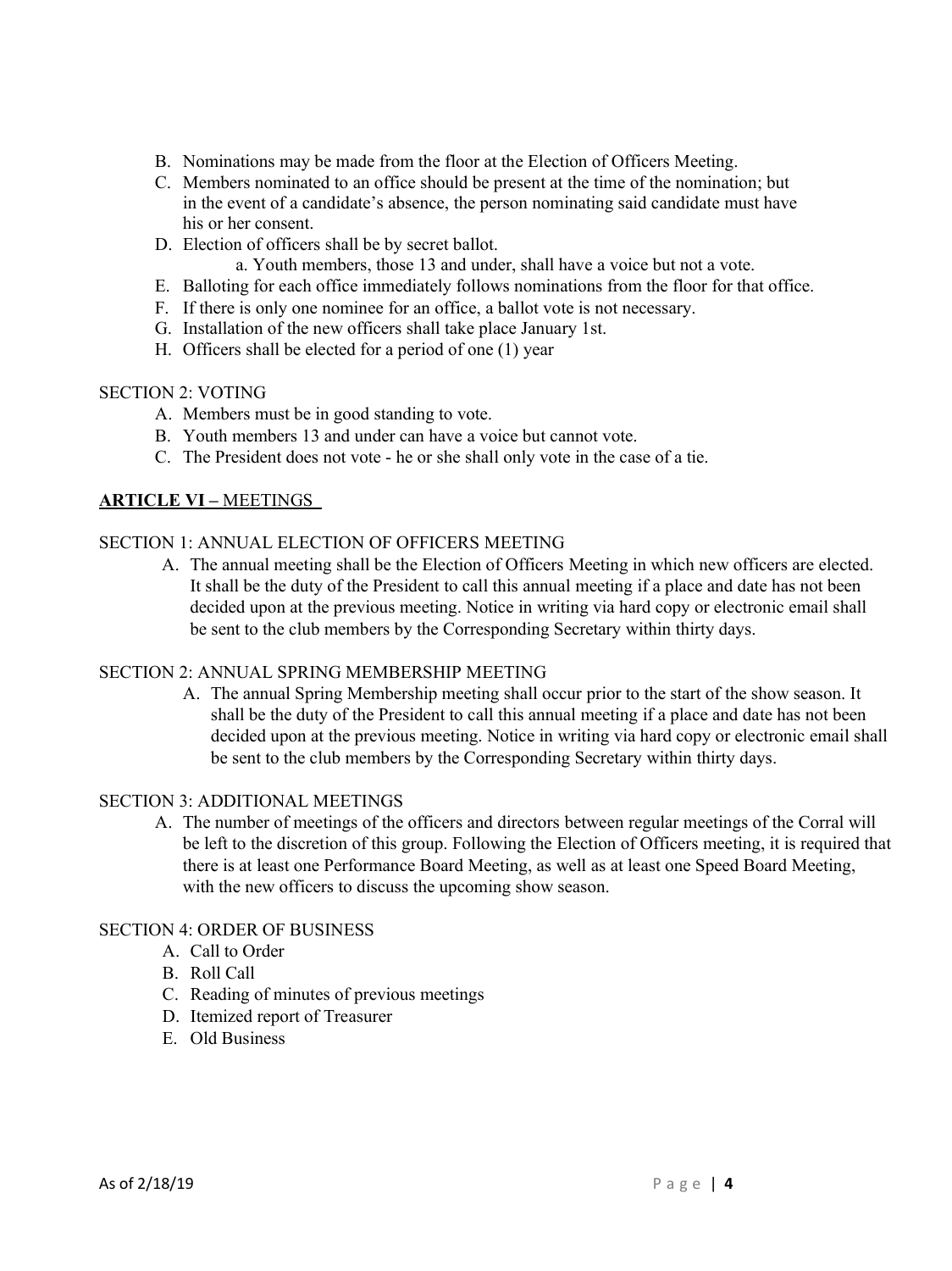B. Nominations may be made from the floor at the Election of Officers Meeting.

C. Members nominated to an office should be present at the time of the nomination; but in the event of a candidate's absence, the person nominating said candidate must have his or her consent.

D. Election of officers shall be by secret ballot.
   - a. Youth members, those 13 and under, shall have a voice but not a vote.

E. Balloting for each office immediately follows nominations from the floor for that office.

F. If there is only one nominee for an office, a ballot vote is not necessary.

G. Installation of the new officers shall take place January 1st.

H. Officers shall be elected for a period of one (1) year

SECTION 2: VOTING

A. Members must be in good standing to vote.

B. Youth members 13 and under can have a voice but cannot vote.

C. The President does not vote - he or she shall only vote in the case of a tie.

## **ARTICLE VI –** MEETINGS

SECTION 1: ANNUAL ELECTION OF OFFICERS MEETING

A. The annual meeting shall be the Election of Officers Meeting in which new officers are elected. It shall be the duty of the President to call this annual meeting if a place and date has not been decided upon at the previous meeting. Notice in writing via hard copy or electronic email shall be sent to the club members by the Corresponding Secretary within thirty days.

SECTION 2: ANNUAL SPRING MEMBERSHIP MEETING

A. The annual Spring Membership meeting shall occur prior to the start of the show season. It shall be the duty of the President to call this annual meeting if a place and date has not been decided upon at the previous meeting. Notice in writing via hard copy or electronic email shall be sent to the club members by the Corresponding Secretary within thirty days.

SECTION 3: ADDITIONAL MEETINGS

A. The number of meetings of the officers and directors between regular meetings of the Corral will be left to the discretion of this group. Following the Election of Officers meeting, it is required that there is at least one Performance Board Meeting, as well as at least one Speed Board Meeting, with the new officers to discuss the upcoming show season.

SECTION 4: ORDER OF BUSINESS

A. Call to Order

B. Roll Call

C. Reading of minutes of previous meetings

D. Itemized report of Treasurer

E. Old Business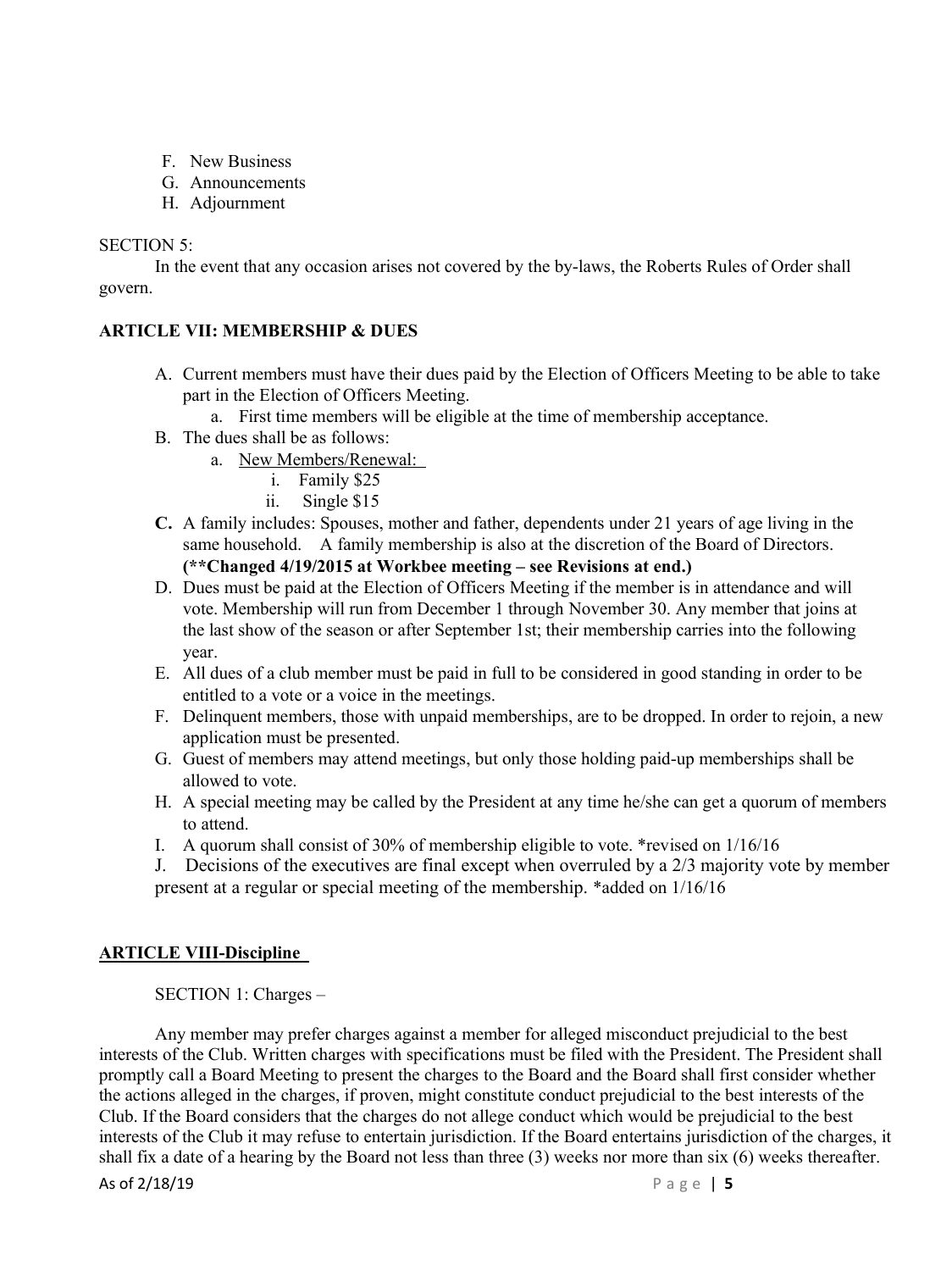F. New Business
G. Announcements
H. Adjournment

SECTION 5:

In the event that any occasion arises not covered by the by-laws, the Roberts Rules of Order shall govern.

**ARTICLE VII: MEMBERSHIP & DUES**

A. Current members must have their dues paid by the Election of Officers Meeting to be able to take part in the Election of Officers Meeting.
    a. First time members will be eligible at the time of membership acceptance.
B. The dues shall be as follows:
    a. New Members/Renewal:
        i. Family $25
        ii. Single $15
**C.** A family includes: Spouses, mother and father, dependents under 21 years of age living in the same household. A family membership is also at the discretion of the Board of Directors. **(**Changed 4/19/2015 at Workbee meeting – see Revisions at end.)**
D. Dues must be paid at the Election of Officers Meeting if the member is in attendance and will vote. Membership will run from December 1 through November 30. Any member that joins at the last show of the season or after September 1st; their membership carries into the following year.
E. All dues of a club member must be paid in full to be considered in good standing in order to be entitled to a vote or a voice in the meetings.
F. Delinquent members, those with unpaid memberships, are to be dropped. In order to rejoin, a new application must be presented.
G. Guest of members may attend meetings, but only those holding paid-up memberships shall be allowed to vote.
H. A special meeting may be called by the President at any time he/she can get a quorum of members to attend.
I. A quorum shall consist of 30% of membership eligible to vote. *revised on 1/16/16
J. Decisions of the executives are final except when overruled by a 2/3 majority vote by member present at a regular or special meeting of the membership. *added on 1/16/16

**ARTICLE VIII-Discipline**

SECTION 1: Charges –

Any member may prefer charges against a member for alleged misconduct prejudicial to the best interests of the Club. Written charges with specifications must be filed with the President. The President shall promptly call a Board Meeting to present the charges to the Board and the Board shall first consider whether the actions alleged in the charges, if proven, might constitute conduct prejudicial to the best interests of the Club. If the Board considers that the charges do not allege conduct which would be prejudicial to the best interests of the Club it may refuse to entertain jurisdiction. If the Board entertains jurisdiction of the charges, it shall fix a date of a hearing by the Board not less than three (3) weeks nor more than six (6) weeks thereafter.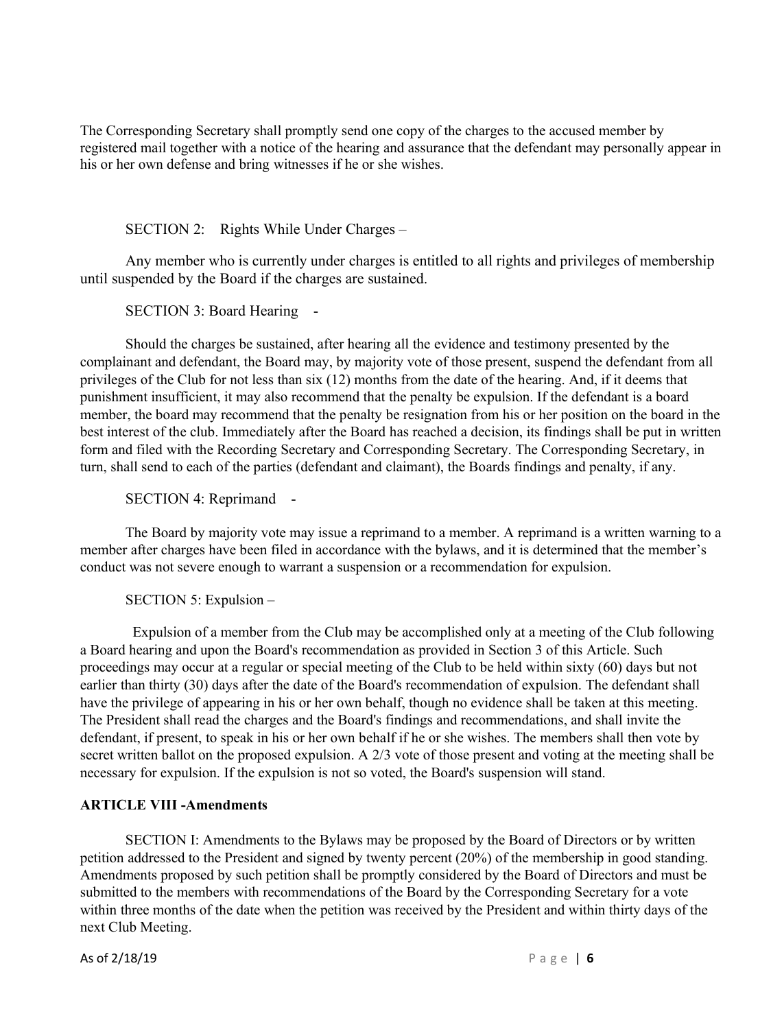The Corresponding Secretary shall promptly send one copy of the charges to the accused member by registered mail together with a notice of the hearing and assurance that the defendant may personally appear in his or her own defense and bring witnesses if he or she wishes.

SECTION 2: Rights While Under Charges –

Any member who is currently under charges is entitled to all rights and privileges of membership until suspended by the Board if the charges are sustained.

SECTION 3: Board Hearing -

Should the charges be sustained, after hearing all the evidence and testimony presented by the complainant and defendant, the Board may, by majority vote of those present, suspend the defendant from all privileges of the Club for not less than six (12) months from the date of the hearing. And, if it deems that punishment insufficient, it may also recommend that the penalty be expulsion. If the defendant is a board member, the board may recommend that the penalty be resignation from his or her position on the board in the best interest of the club. Immediately after the Board has reached a decision, its findings shall be put in written form and filed with the Recording Secretary and Corresponding Secretary. The Corresponding Secretary, in turn, shall send to each of the parties (defendant and claimant), the Boards findings and penalty, if any.

SECTION 4: Reprimand -

The Board by majority vote may issue a reprimand to a member. A reprimand is a written warning to a member after charges have been filed in accordance with the bylaws, and it is determined that the member's conduct was not severe enough to warrant a suspension or a recommendation for expulsion.

SECTION 5: Expulsion –

Expulsion of a member from the Club may be accomplished only at a meeting of the Club following a Board hearing and upon the Board's recommendation as provided in Section 3 of this Article. Such proceedings may occur at a regular or special meeting of the Club to be held within sixty (60) days but not earlier than thirty (30) days after the date of the Board's recommendation of expulsion. The defendant shall have the privilege of appearing in his or her own behalf, though no evidence shall be taken at this meeting. The President shall read the charges and the Board's findings and recommendations, and shall invite the defendant, if present, to speak in his or her own behalf if he or she wishes. The members shall then vote by secret written ballot on the proposed expulsion. A 2/3 vote of those present and voting at the meeting shall be necessary for expulsion. If the expulsion is not so voted, the Board's suspension will stand.

**ARTICLE VIII -Amendments**

SECTION I: Amendments to the Bylaws may be proposed by the Board of Directors or by written petition addressed to the President and signed by twenty percent (20%) of the membership in good standing. Amendments proposed by such petition shall be promptly considered by the Board of Directors and must be submitted to the members with recommendations of the Board by the Corresponding Secretary for a vote within three months of the date when the petition was received by the President and within thirty days of the next Club Meeting.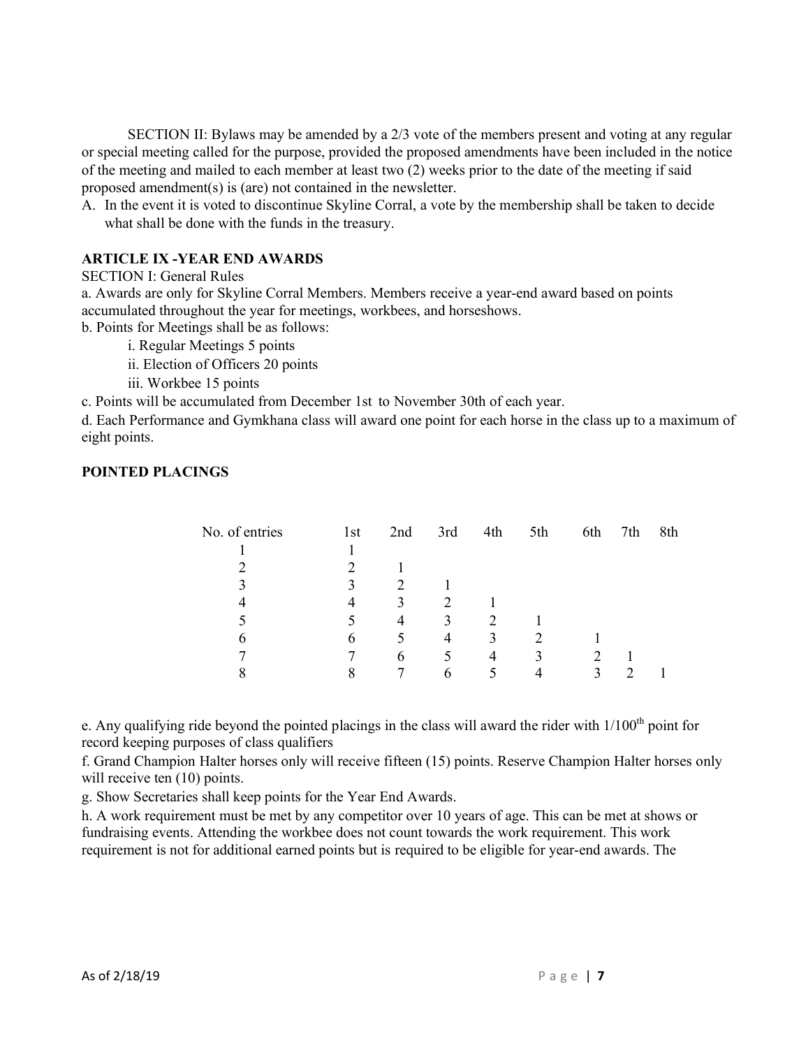SECTION II: Bylaws may be amended by a 2/3 vote of the members present and voting at any regular or special meeting called for the purpose, provided the proposed amendments have been included in the notice of the meeting and mailed to each member at least two (2) weeks prior to the date of the meeting if said proposed amendment(s) is (are) not contained in the newsletter.

A. In the event it is voted to discontinue Skyline Corral, a vote by the membership shall be taken to decide what shall be done with the funds in the treasury.

## ARTICLE IX -YEAR END AWARDS

SECTION I: General Rules

a. Awards are only for Skyline Corral Members. Members receive a year-end award based on points accumulated throughout the year for meetings, workbees, and horseshows.

b. Points for Meetings shall be as follows:

i. Regular Meetings 5 points

ii. Election of Officers 20 points

iii. Workbee 15 points

c. Points will be accumulated from December 1st to November 30th of each year.

d. Each Performance and Gymkhana class will award one point for each horse in the class up to a maximum of eight points.

### POINTED PLACINGS

| No. of entries | 1st | 2nd | 3rd | 4th | 5th | 6th | 7th | 8th |
|---|---|---|---|---|---|---|---|---|
| 1 | 1 | | | | | | | |
| 2 | 2 | 1 | | | | | | |
| 3 | 3 | 2 | 1 | | | | | |
| 4 | 4 | 3 | 2 | 1 | | | | |
| 5 | 5 | 4 | 3 | 2 | 1 | | | |
| 6 | 6 | 5 | 4 | 3 | 2 | 1 | | |
| 7 | 7 | 6 | 5 | 4 | 3 | 2 | 1 | |
| 8 | 8 | 7 | 6 | 5 | 4 | 3 | 2 | 1 |

e. Any qualifying ride beyond the pointed placings in the class will award the rider with 1/100th point for record keeping purposes of class qualifiers

f. Grand Champion Halter horses only will receive fifteen (15) points. Reserve Champion Halter horses only will receive ten (10) points.

g. Show Secretaries shall keep points for the Year End Awards.

h. A work requirement must be met by any competitor over 10 years of age. This can be met at shows or fundraising events. Attending the workbee does not count towards the work requirement. This work requirement is not for additional earned points but is required to be eligible for year-end awards. The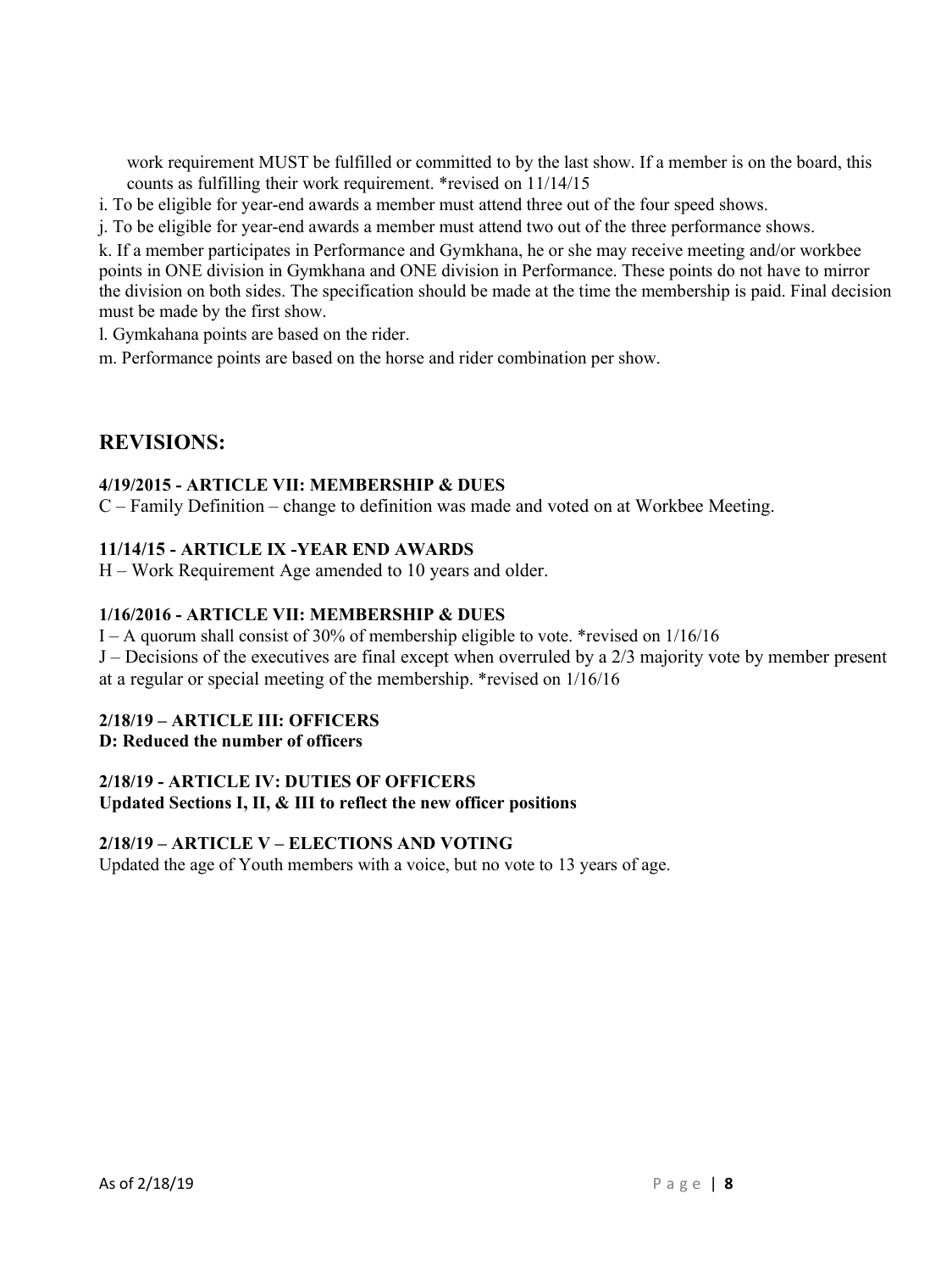work requirement MUST be fulfilled or committed to by the last show. If a member is on the board, this counts as fulfilling their work requirement. *revised on 11/14/15

i. To be eligible for year-end awards a member must attend three out of the four speed shows.

j. To be eligible for year-end awards a member must attend two out of the three performance shows.

k. If a member participates in Performance and Gymkhana, he or she may receive meeting and/or workbee points in ONE division in Gymkhana and ONE division in Performance. These points do not have to mirror the division on both sides. The specification should be made at the time the membership is paid. Final decision must be made by the first show.

l. Gymkahana points are based on the rider.

m. Performance points are based on the horse and rider combination per show.

## REVISIONS:

**4/19/2015 - ARTICLE VII: MEMBERSHIP & DUES**

C – Family Definition – change to definition was made and voted on at Workbee Meeting.

**11/14/15 - ARTICLE IX -YEAR END AWARDS**

H – Work Requirement Age amended to 10 years and older.

**1/16/2016 - ARTICLE VII: MEMBERSHIP & DUES**

I – A quorum shall consist of 30% of membership eligible to vote. *revised on 1/16/16

J – Decisions of the executives are final except when overruled by a 2/3 majority vote by member present at a regular or special meeting of the membership. *revised on 1/16/16

**2/18/19 – ARTICLE III: OFFICERS**
**D: Reduced the number of officers**

**2/18/19 - ARTICLE IV: DUTIES OF OFFICERS**
**Updated Sections I, II, & III to reflect the new officer positions**

**2/18/19 – ARTICLE V – ELECTIONS AND VOTING**

Updated the age of Youth members with a voice, but no vote to 13 years of age.